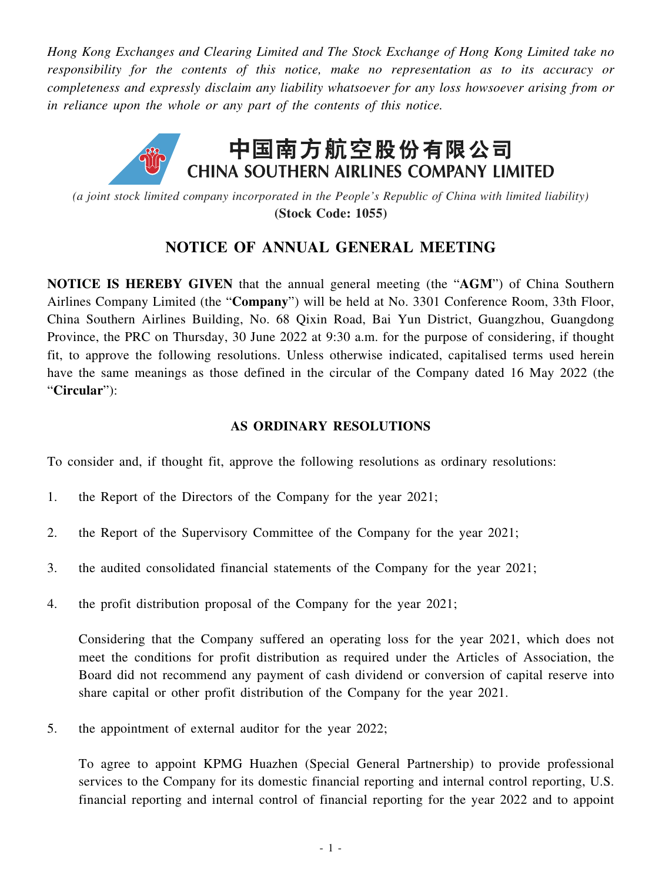*Hong Kong Exchanges and Clearing Limited and The Stock Exchange of Hong Kong Limited take no responsibility for the contents of this notice, make no representation as to its accuracy or completeness and expressly disclaim any liability whatsoever for any loss howsoever arising from or in reliance upon the whole or any part of the contents of this notice.*

# 中国南方航空股份有限公司
# CHINA SOUTHERN AIRLINES COMPANY LIMITED

*(a joint stock limited company incorporated in the People's Republic of China with limited liability)*
**(Stock Code: 1055)**

## NOTICE OF ANNUAL GENERAL MEETING

**NOTICE IS HEREBY GIVEN** that the annual general meeting (the "**AGM**") of China Southern Airlines Company Limited (the "**Company**") will be held at No. 3301 Conference Room, 33th Floor, China Southern Airlines Building, No. 68 Qixin Road, Bai Yun District, Guangzhou, Guangdong Province, the PRC on Thursday, 30 June 2022 at 9:30 a.m. for the purpose of considering, if thought fit, to approve the following resolutions. Unless otherwise indicated, capitalised terms used herein have the same meanings as those defined in the circular of the Company dated 16 May 2022 (the "**Circular**"):

### AS ORDINARY RESOLUTIONS

To consider and, if thought fit, approve the following resolutions as ordinary resolutions:

1. the Report of the Directors of the Company for the year 2021;

2. the Report of the Supervisory Committee of the Company for the year 2021;

3. the audited consolidated financial statements of the Company for the year 2021;

4. the profit distribution proposal of the Company for the year 2021;

   Considering that the Company suffered an operating loss for the year 2021, which does not meet the conditions for profit distribution as required under the Articles of Association, the Board did not recommend any payment of cash dividend or conversion of capital reserve into share capital or other profit distribution of the Company for the year 2021.

5. the appointment of external auditor for the year 2022;

   To agree to appoint KPMG Huazhen (Special General Partnership) to provide professional services to the Company for its domestic financial reporting and internal control reporting, U.S. financial reporting and internal control of financial reporting for the year 2022 and to appoint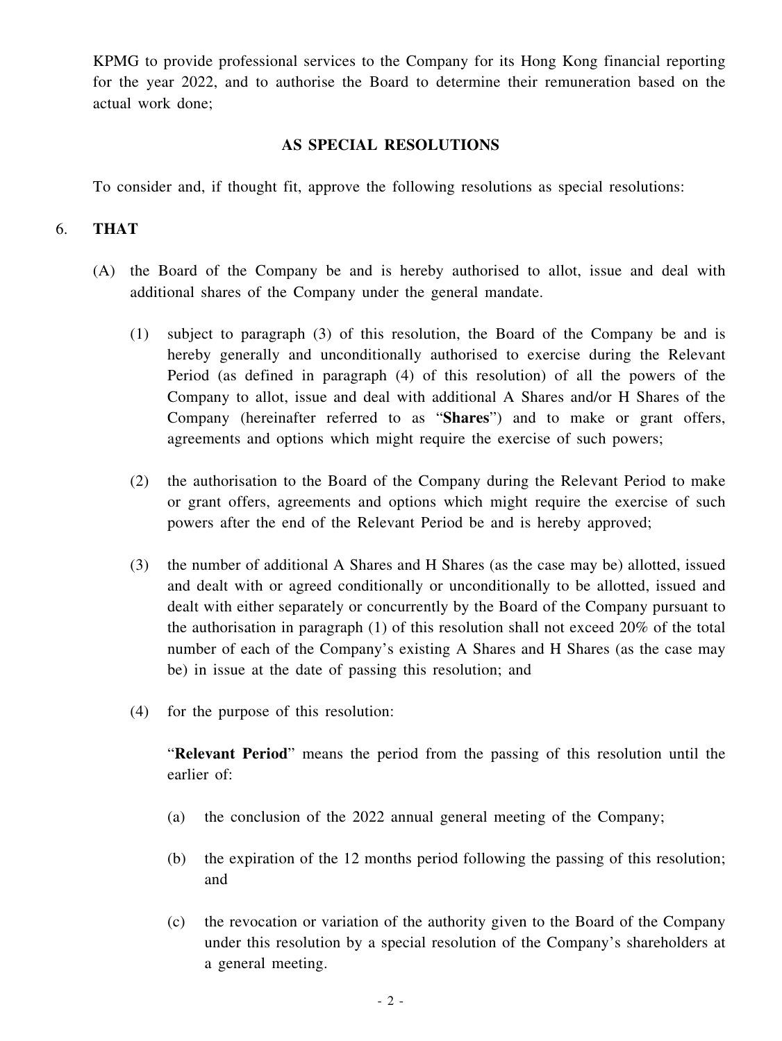KPMG to provide professional services to the Company for its Hong Kong financial reporting for the year 2022, and to authorise the Board to determine their remuneration based on the actual work done;

**AS SPECIAL RESOLUTIONS**

To consider and, if thought fit, approve the following resolutions as special resolutions:

6. **THAT**

   (A) the Board of the Company be and is hereby authorised to allot, issue and deal with additional shares of the Company under the general mandate.

   (1) subject to paragraph (3) of this resolution, the Board of the Company be and is hereby generally and unconditionally authorised to exercise during the Relevant Period (as defined in paragraph (4) of this resolution) of all the powers of the Company to allot, issue and deal with additional A Shares and/or H Shares of the Company (hereinafter referred to as "**Shares**") and to make or grant offers, agreements and options which might require the exercise of such powers;

   (2) the authorisation to the Board of the Company during the Relevant Period to make or grant offers, agreements and options which might require the exercise of such powers after the end of the Relevant Period be and is hereby approved;

   (3) the number of additional A Shares and H Shares (as the case may be) allotted, issued and dealt with or agreed conditionally or unconditionally to be allotted, issued and dealt with either separately or concurrently by the Board of the Company pursuant to the authorisation in paragraph (1) of this resolution shall not exceed 20% of the total number of each of the Company's existing A Shares and H Shares (as the case may be) in issue at the date of passing this resolution; and

   (4) for the purpose of this resolution:

   "**Relevant Period**" means the period from the passing of this resolution until the earlier of:

   (a) the conclusion of the 2022 annual general meeting of the Company;

   (b) the expiration of the 12 months period following the passing of this resolution; and

   (c) the revocation or variation of the authority given to the Board of the Company under this resolution by a special resolution of the Company's shareholders at a general meeting.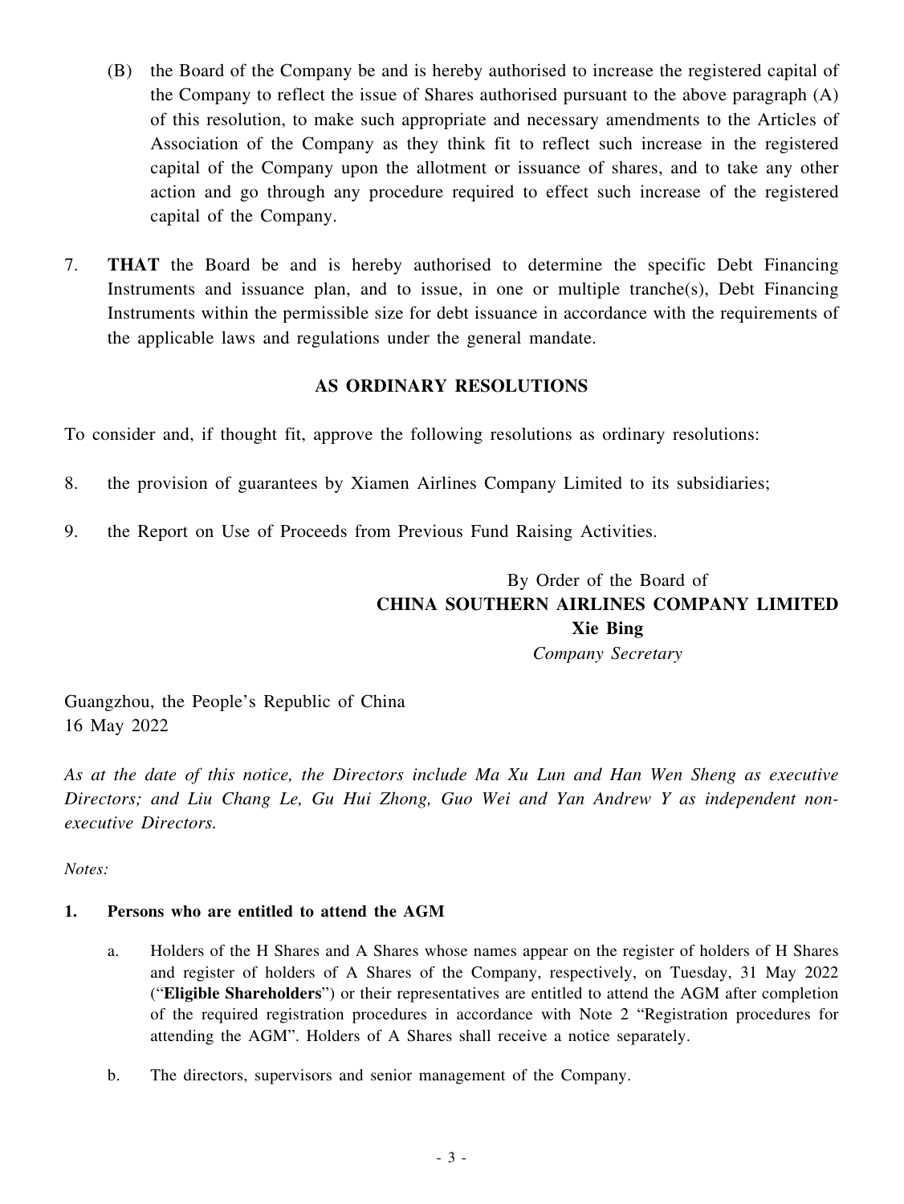(B) the Board of the Company be and is hereby authorised to increase the registered capital of the Company to reflect the issue of Shares authorised pursuant to the above paragraph (A) of this resolution, to make such appropriate and necessary amendments to the Articles of Association of the Company as they think fit to reflect such increase in the registered capital of the Company upon the allotment or issuance of shares, and to take any other action and go through any procedure required to effect such increase of the registered capital of the Company.

7. **THAT** the Board be and is hereby authorised to determine the specific Debt Financing Instruments and issuance plan, and to issue, in one or multiple tranche(s), Debt Financing Instruments within the permissible size for debt issuance in accordance with the requirements of the applicable laws and regulations under the general mandate.

**AS ORDINARY RESOLUTIONS**

To consider and, if thought fit, approve the following resolutions as ordinary resolutions:

8. the provision of guarantees by Xiamen Airlines Company Limited to its subsidiaries;

9. the Report on Use of Proceeds from Previous Fund Raising Activities.

By Order of the Board of
**CHINA SOUTHERN AIRLINES COMPANY LIMITED**
**Xie Bing**
*Company Secretary*

Guangzhou, the People's Republic of China
16 May 2022

*As at the date of this notice, the Directors include Ma Xu Lun and Han Wen Sheng as executive Directors; and Liu Chang Le, Gu Hui Zhong, Guo Wei and Yan Andrew Y as independent non-executive Directors.*

*Notes:*

**1. Persons who are entitled to attend the AGM**

a. Holders of the H Shares and A Shares whose names appear on the register of holders of H Shares and register of holders of A Shares of the Company, respectively, on Tuesday, 31 May 2022 ("**Eligible Shareholders**") or their representatives are entitled to attend the AGM after completion of the required registration procedures in accordance with Note 2 "Registration procedures for attending the AGM". Holders of A Shares shall receive a notice separately.

b. The directors, supervisors and senior management of the Company.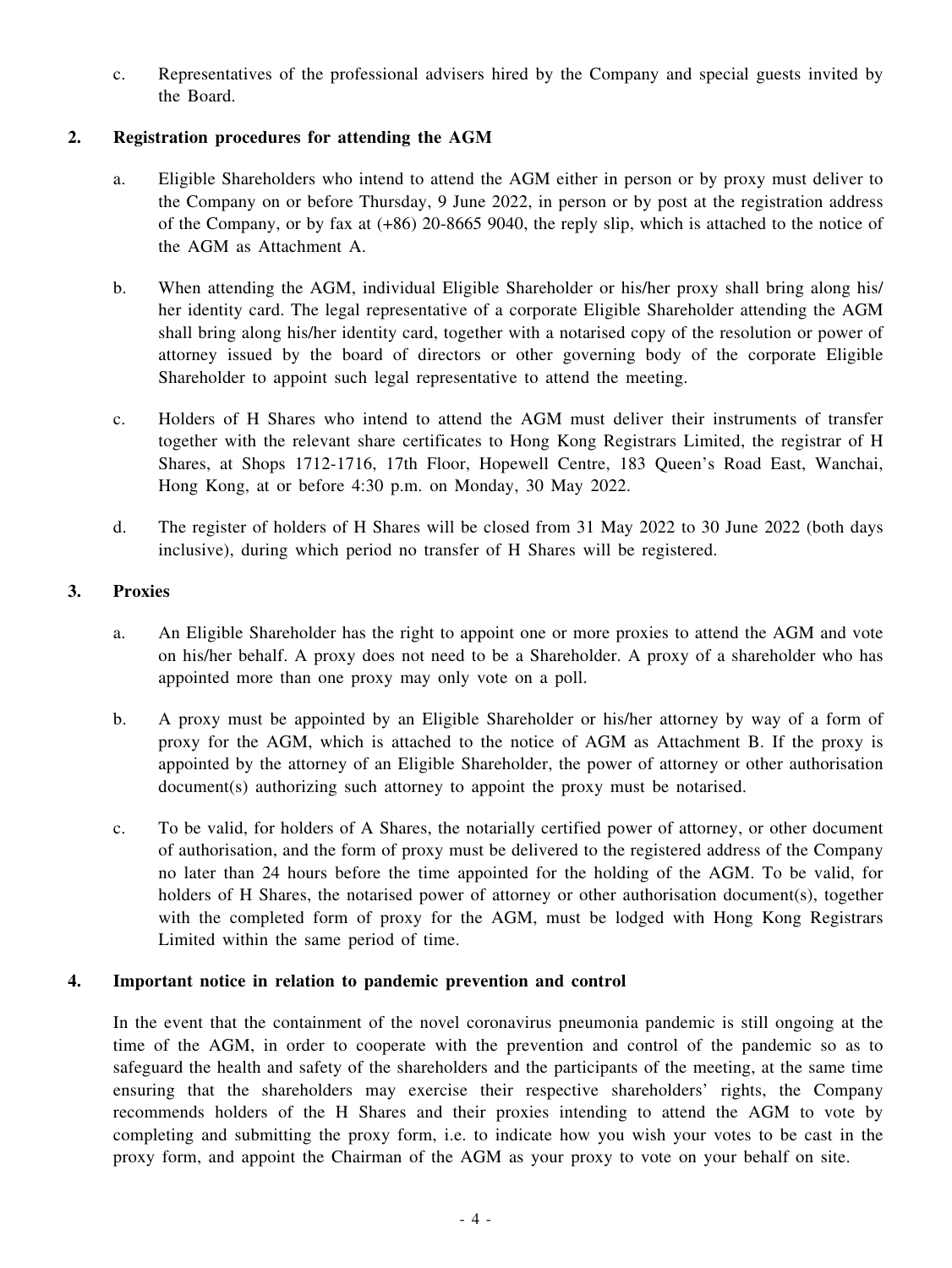c. Representatives of the professional advisers hired by the Company and special guests invited by the Board.

**2. Registration procedures for attending the AGM**

a. Eligible Shareholders who intend to attend the AGM either in person or by proxy must deliver to the Company on or before Thursday, 9 June 2022, in person or by post at the registration address of the Company, or by fax at (+86) 20-8665 9040, the reply slip, which is attached to the notice of the AGM as Attachment A.

b. When attending the AGM, individual Eligible Shareholder or his/her proxy shall bring along his/her identity card. The legal representative of a corporate Eligible Shareholder attending the AGM shall bring along his/her identity card, together with a notarised copy of the resolution or power of attorney issued by the board of directors or other governing body of the corporate Eligible Shareholder to appoint such legal representative to attend the meeting.

c. Holders of H Shares who intend to attend the AGM must deliver their instruments of transfer together with the relevant share certificates to Hong Kong Registrars Limited, the registrar of H Shares, at Shops 1712-1716, 17th Floor, Hopewell Centre, 183 Queen's Road East, Wanchai, Hong Kong, at or before 4:30 p.m. on Monday, 30 May 2022.

d. The register of holders of H Shares will be closed from 31 May 2022 to 30 June 2022 (both days inclusive), during which period no transfer of H Shares will be registered.

**3. Proxies**

a. An Eligible Shareholder has the right to appoint one or more proxies to attend the AGM and vote on his/her behalf. A proxy does not need to be a Shareholder. A proxy of a shareholder who has appointed more than one proxy may only vote on a poll.

b. A proxy must be appointed by an Eligible Shareholder or his/her attorney by way of a form of proxy for the AGM, which is attached to the notice of AGM as Attachment B. If the proxy is appointed by the attorney of an Eligible Shareholder, the power of attorney or other authorisation document(s) authorizing such attorney to appoint the proxy must be notarised.

c. To be valid, for holders of A Shares, the notarially certified power of attorney, or other document of authorisation, and the form of proxy must be delivered to the registered address of the Company no later than 24 hours before the time appointed for the holding of the AGM. To be valid, for holders of H Shares, the notarised power of attorney or other authorisation document(s), together with the completed form of proxy for the AGM, must be lodged with Hong Kong Registrars Limited within the same period of time.

**4. Important notice in relation to pandemic prevention and control**

In the event that the containment of the novel coronavirus pneumonia pandemic is still ongoing at the time of the AGM, in order to cooperate with the prevention and control of the pandemic so as to safeguard the health and safety of the shareholders and the participants of the meeting, at the same time ensuring that the shareholders may exercise their respective shareholders' rights, the Company recommends holders of the H Shares and their proxies intending to attend the AGM to vote by completing and submitting the proxy form, i.e. to indicate how you wish your votes to be cast in the proxy form, and appoint the Chairman of the AGM as your proxy to vote on your behalf on site.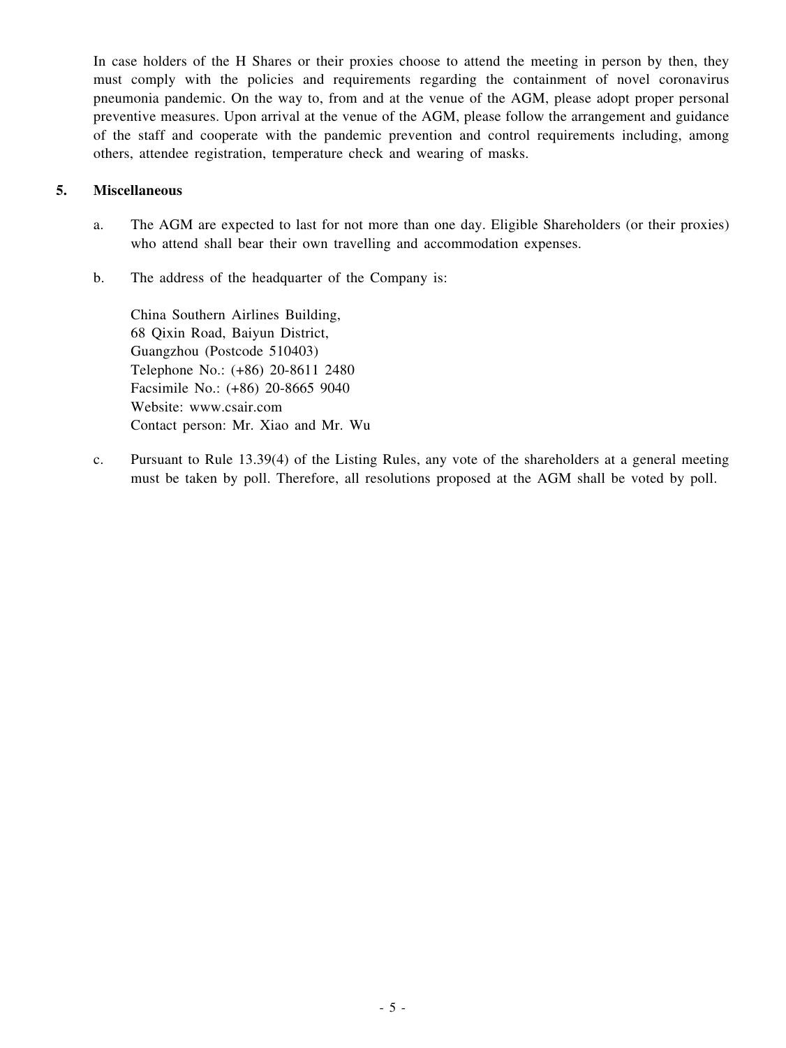In case holders of the H Shares or their proxies choose to attend the meeting in person by then, they must comply with the policies and requirements regarding the containment of novel coronavirus pneumonia pandemic. On the way to, from and at the venue of the AGM, please adopt proper personal preventive measures. Upon arrival at the venue of the AGM, please follow the arrangement and guidance of the staff and cooperate with the pandemic prevention and control requirements including, among others, attendee registration, temperature check and wearing of masks.

## 5. Miscellaneous

a. The AGM are expected to last for not more than one day. Eligible Shareholders (or their proxies) who attend shall bear their own travelling and accommodation expenses.

b. The address of the headquarter of the Company is:

   China Southern Airlines Building,
   68 Qixin Road, Baiyun District,
   Guangzhou (Postcode 510403)
   Telephone No.: (+86) 20-8611 2480
   Facsimile No.: (+86) 20-8665 9040
   Website: www.csair.com
   Contact person: Mr. Xiao and Mr. Wu

c. Pursuant to Rule 13.39(4) of the Listing Rules, any vote of the shareholders at a general meeting must be taken by poll. Therefore, all resolutions proposed at the AGM shall be voted by poll.